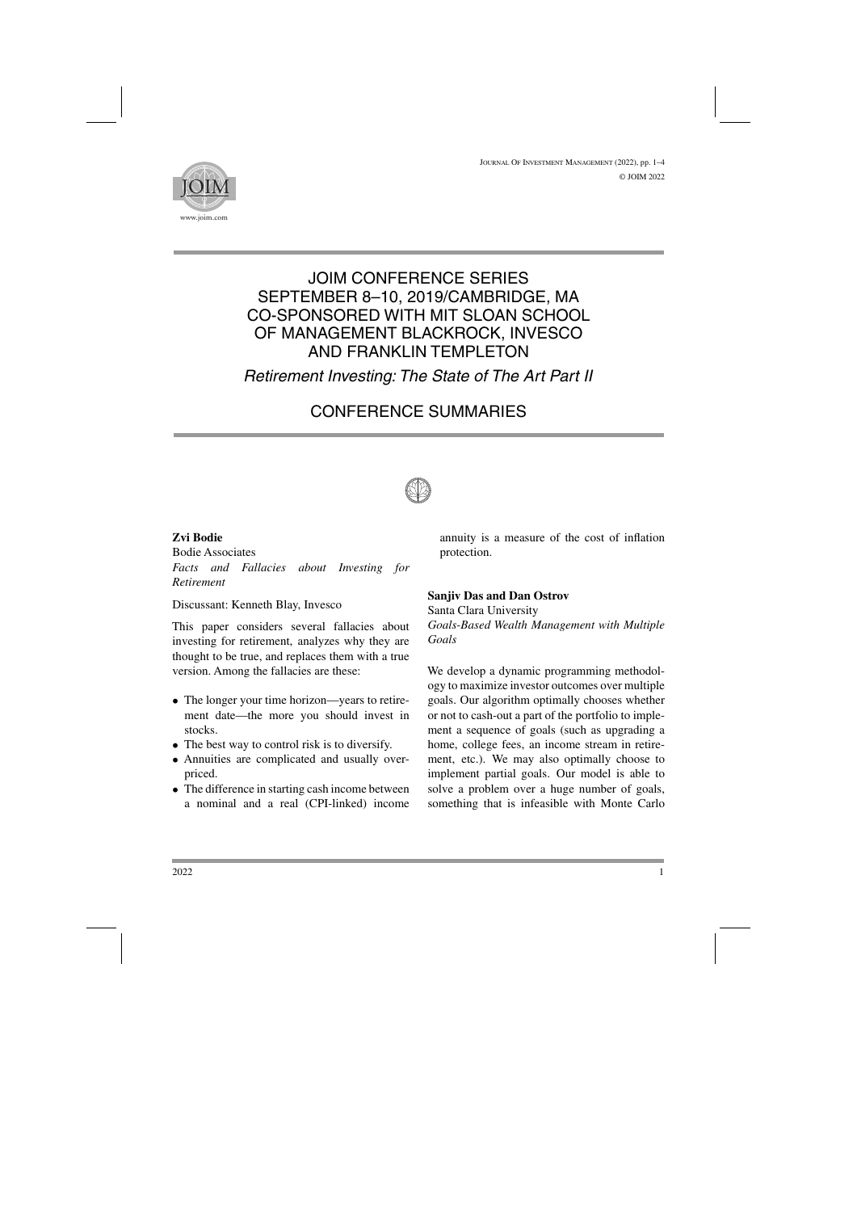# JOIM CONFERENCE SERIES SEPTEMBER 8–10, 2019/CAMBRIDGE, MA CO-SPONSORED WITH MIT SLOAN SCHOOL OF MANAGEMENT BLACKROCK, INVESCO AND FRANKLIN TEMPLETON

## *Retirement Investing: The State of The Art Part II*

## CONFERENCE SUMMARIES

**Zvi Bodie**
Bodie Associates
*Facts and Fallacies about Investing for Retirement*

Discussant: Kenneth Blay, Invesco

This paper considers several fallacies about investing for retirement, analyzes why they are thought to be true, and replaces them with a true version. Among the fallacies are these:

- The longer your time horizon—years to retirement date—the more you should invest in stocks.
- The best way to control risk is to diversify.
- Annuities are complicated and usually overpriced.
- The difference in starting cash income between a nominal and a real (CPI-linked) income annuity is a measure of the cost of inflation protection.

**Sanjiv Das and Dan Ostrov**
Santa Clara University
*Goals-Based Wealth Management with Multiple Goals*

We develop a dynamic programming methodology to maximize investor outcomes over multiple goals. Our algorithm optimally chooses whether or not to cash-out a part of the portfolio to implement a sequence of goals (such as upgrading a home, college fees, an income stream in retirement, etc.). We may also optimally choose to implement partial goals. Our model is able to solve a problem over a huge number of goals, something that is infeasible with Monte Carlo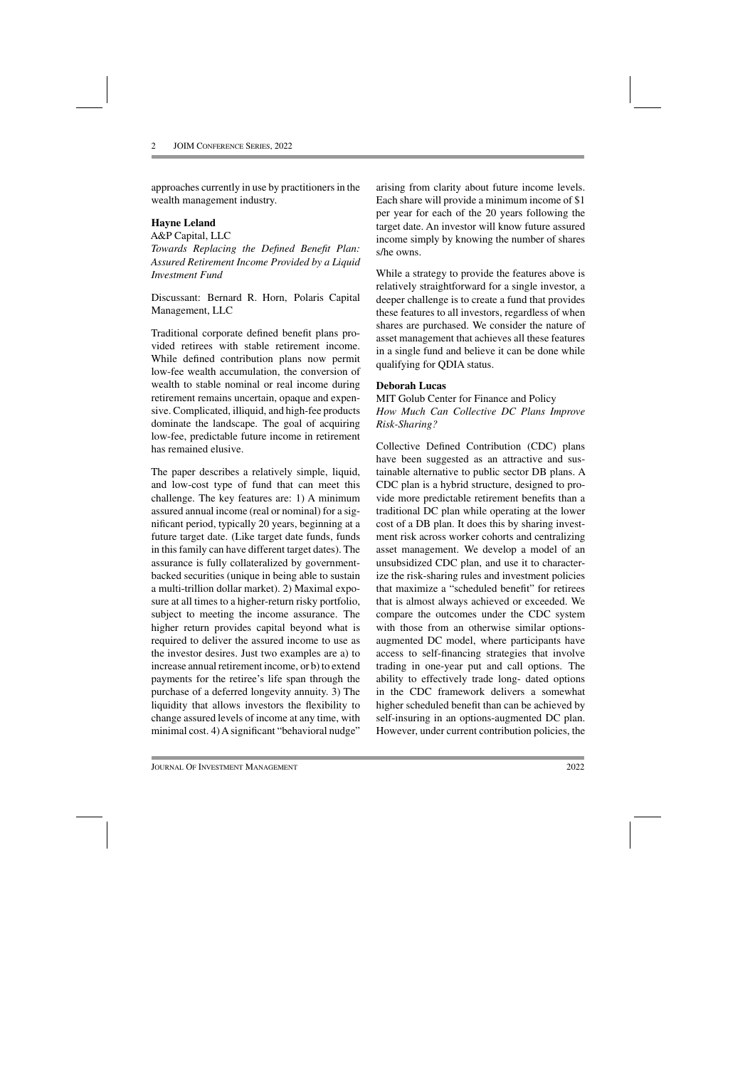approaches currently in use by practitioners in the wealth management industry.

**Hayne Leland**

A&P Capital, LLC

*Towards Replacing the Defined Benefit Plan: Assured Retirement Income Provided by a Liquid Investment Fund*

Discussant: Bernard R. Horn, Polaris Capital Management, LLC

Traditional corporate defined benefit plans provided retirees with stable retirement income. While defined contribution plans now permit low-fee wealth accumulation, the conversion of wealth to stable nominal or real income during retirement remains uncertain, opaque and expensive. Complicated, illiquid, and high-fee products dominate the landscape. The goal of acquiring low-fee, predictable future income in retirement has remained elusive.

The paper describes a relatively simple, liquid, and low-cost type of fund that can meet this challenge. The key features are: 1) A minimum assured annual income (real or nominal) for a significant period, typically 20 years, beginning at a future target date. (Like target date funds, funds in this family can have different target dates). The assurance is fully collateralized by government-backed securities (unique in being able to sustain a multi-trillion dollar market). 2) Maximal exposure at all times to a higher-return risky portfolio, subject to meeting the income assurance. The higher return provides capital beyond what is required to deliver the assured income to use as the investor desires. Just two examples are a) to increase annual retirement income, or b) to extend payments for the retiree's life span through the purchase of a deferred longevity annuity. 3) The liquidity that allows investors the flexibility to change assured levels of income at any time, with minimal cost. 4) A significant "behavioral nudge" arising from clarity about future income levels. Each share will provide a minimum income of $1 per year for each of the 20 years following the target date. An investor will know future assured income simply by knowing the number of shares s/he owns.

While a strategy to provide the features above is relatively straightforward for a single investor, a deeper challenge is to create a fund that provides these features to all investors, regardless of when shares are purchased. We consider the nature of asset management that achieves all these features in a single fund and believe it can be done while qualifying for QDIA status.

**Deborah Lucas**

MIT Golub Center for Finance and Policy

*How Much Can Collective DC Plans Improve Risk-Sharing?*

Collective Defined Contribution (CDC) plans have been suggested as an attractive and sustainable alternative to public sector DB plans. A CDC plan is a hybrid structure, designed to provide more predictable retirement benefits than a traditional DC plan while operating at the lower cost of a DB plan. It does this by sharing investment risk across worker cohorts and centralizing asset management. We develop a model of an unsubsidized CDC plan, and use it to characterize the risk-sharing rules and investment policies that maximize a "scheduled benefit" for retirees that is almost always achieved or exceeded. We compare the outcomes under the CDC system with those from an otherwise similar options-augmented DC model, where participants have access to self-financing strategies that involve trading in one-year put and call options. The ability to effectively trade long- dated options in the CDC framework delivers a somewhat higher scheduled benefit than can be achieved by self-insuring in an options-augmented DC plan. However, under current contribution policies, the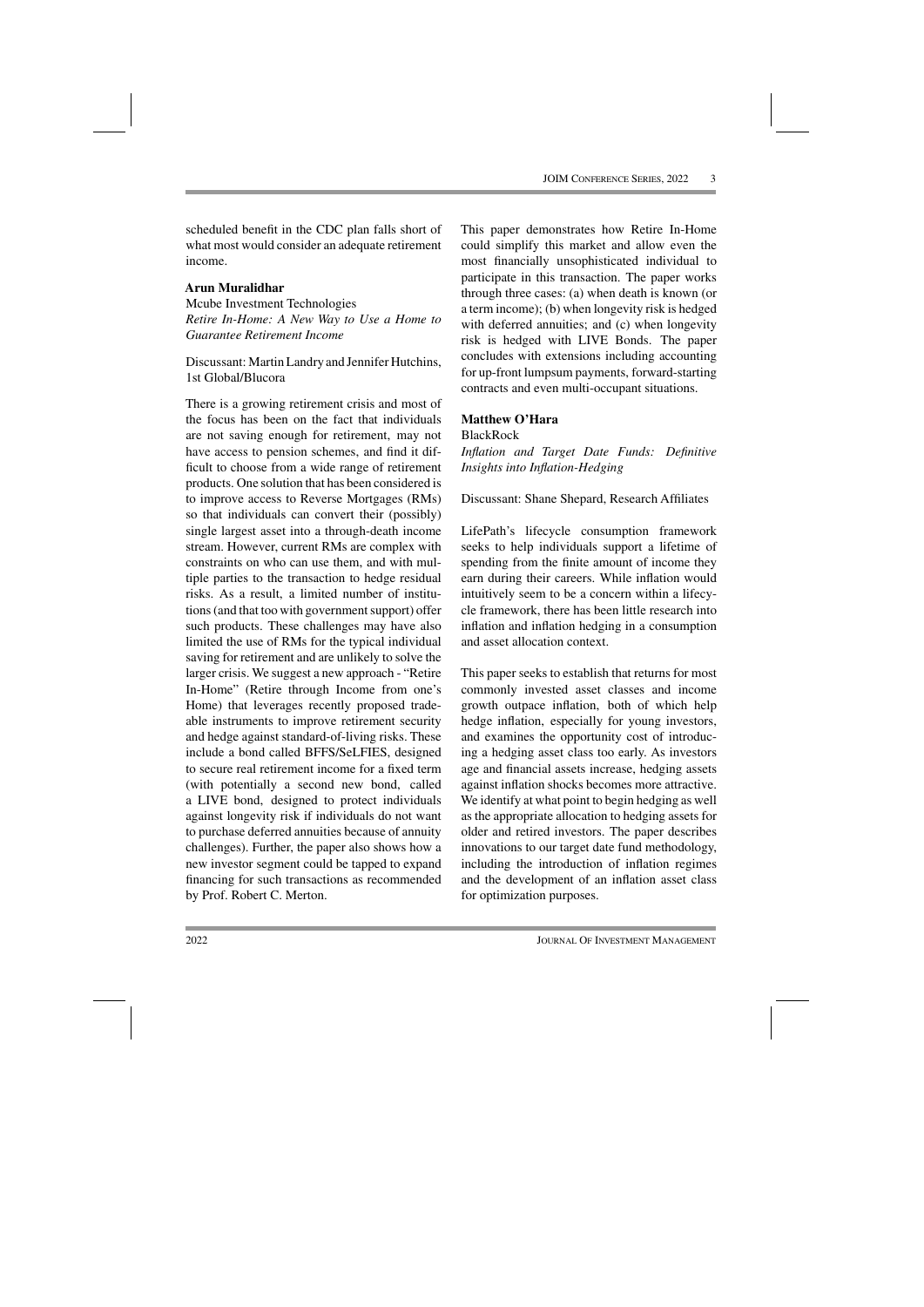scheduled benefit in the CDC plan falls short of what most would consider an adequate retirement income.

**Arun Muralidhar**

Mcube Investment Technologies

*Retire In-Home: A New Way to Use a Home to Guarantee Retirement Income*

Discussant: Martin Landry and Jennifer Hutchins, 1st Global/Blucora

There is a growing retirement crisis and most of the focus has been on the fact that individuals are not saving enough for retirement, may not have access to pension schemes, and find it difficult to choose from a wide range of retirement products. One solution that has been considered is to improve access to Reverse Mortgages (RMs) so that individuals can convert their (possibly) single largest asset into a through-death income stream. However, current RMs are complex with constraints on who can use them, and with multiple parties to the transaction to hedge residual risks. As a result, a limited number of institutions (and that too with government support) offer such products. These challenges may have also limited the use of RMs for the typical individual saving for retirement and are unlikely to solve the larger crisis. We suggest a new approach - "Retire In-Home" (Retire through Income from one's Home) that leverages recently proposed tradeable instruments to improve retirement security and hedge against standard-of-living risks. These include a bond called BFFS/SeLFIES, designed to secure real retirement income for a fixed term (with potentially a second new bond, called a LIVE bond, designed to protect individuals against longevity risk if individuals do not want to purchase deferred annuities because of annuity challenges). Further, the paper also shows how a new investor segment could be tapped to expand financing for such transactions as recommended by Prof. Robert C. Merton.

This paper demonstrates how Retire In-Home could simplify this market and allow even the most financially unsophisticated individual to participate in this transaction. The paper works through three cases: (a) when death is known (or a term income); (b) when longevity risk is hedged with deferred annuities; and (c) when longevity risk is hedged with LIVE Bonds. The paper concludes with extensions including accounting for up-front lumpsum payments, forward-starting contracts and even multi-occupant situations.

**Matthew O'Hara**

BlackRock

*Inflation and Target Date Funds: Definitive Insights into Inflation-Hedging*

Discussant: Shane Shepard, Research Affiliates

LifePath's lifecycle consumption framework seeks to help individuals support a lifetime of spending from the finite amount of income they earn during their careers. While inflation would intuitively seem to be a concern within a lifecycle framework, there has been little research into inflation and inflation hedging in a consumption and asset allocation context.

This paper seeks to establish that returns for most commonly invested asset classes and income growth outpace inflation, both of which help hedge inflation, especially for young investors, and examines the opportunity cost of introducing a hedging asset class too early. As investors age and financial assets increase, hedging assets against inflation shocks becomes more attractive. We identify at what point to begin hedging as well as the appropriate allocation to hedging assets for older and retired investors. The paper describes innovations to our target date fund methodology, including the introduction of inflation regimes and the development of an inflation asset class for optimization purposes.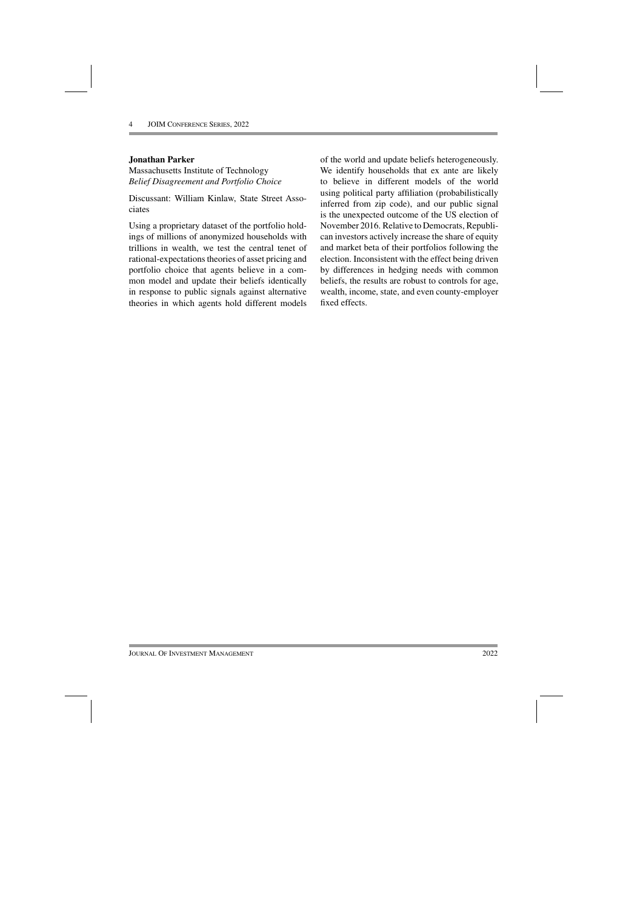**Jonathan Parker**

Massachusetts Institute of Technology

*Belief Disagreement and Portfolio Choice*

Discussant: William Kinlaw, State Street Associates

Using a proprietary dataset of the portfolio holdings of millions of anonymized households with trillions in wealth, we test the central tenet of rational-expectations theories of asset pricing and portfolio choice that agents believe in a common model and update their beliefs identically in response to public signals against alternative theories in which agents hold different models of the world and update beliefs heterogeneously. We identify households that ex ante are likely to believe in different models of the world using political party affiliation (probabilistically inferred from zip code), and our public signal is the unexpected outcome of the US election of November 2016. Relative to Democrats, Republican investors actively increase the share of equity and market beta of their portfolios following the election. Inconsistent with the effect being driven by differences in hedging needs with common beliefs, the results are robust to controls for age, wealth, income, state, and even county-employer fixed effects.